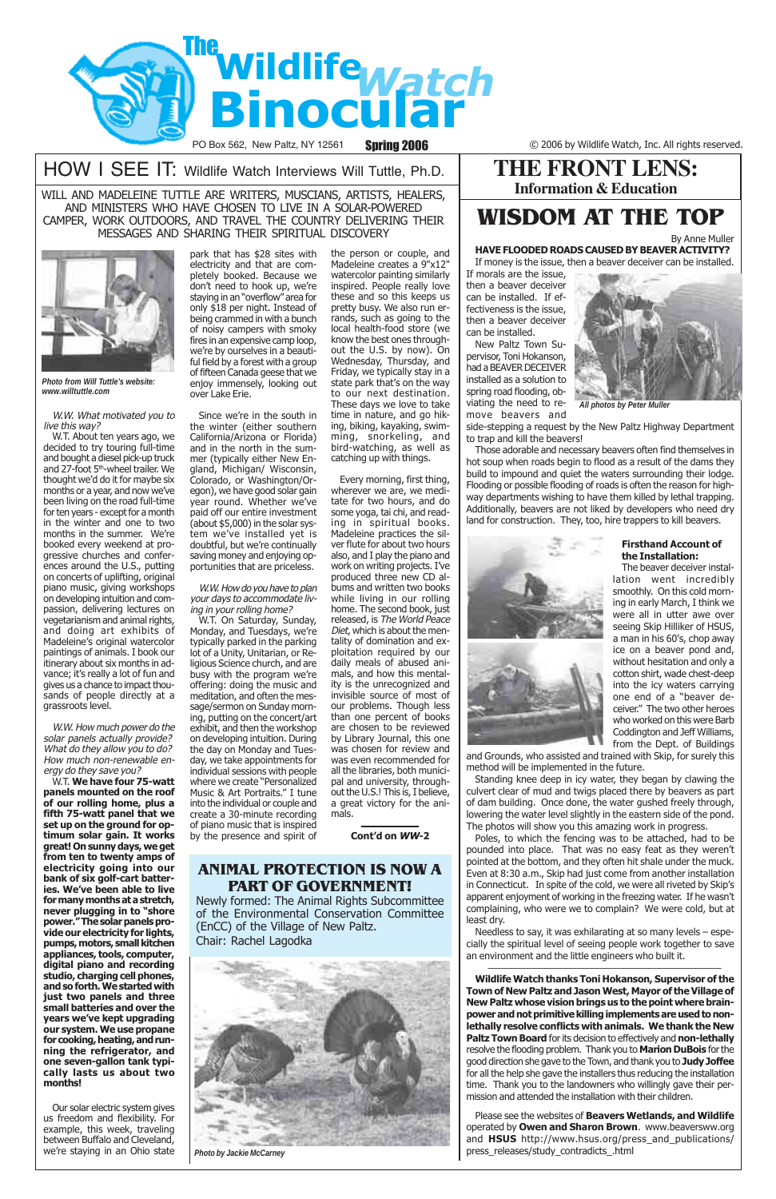# The Wildlife Watch Binocular

PO Box 562, New Paltz, NY 12561 **Spring 2006** © 2006 by Wildlife Watch, Inc. All rights reserved.

## HOW I SEE IT: Wildlife Watch Interviews Will Tuttle, Ph.D.

WILL AND MADELEINE TUTTLE ARE WRITERS, MUSCIANS, ARTISTS, HEALERS, AND MINISTERS WHO HAVE CHOSEN TO LIVE IN A SOLAR-POWERED CAMPER, WORK OUTDOORS, AND TRAVEL THE COUNTRY DELIVERING THEIR MESSAGES AND SHARING THEIR SPIRITUAL DISCOVERY

*Photo from Will Tuttle's website: www.willtuttle.com*

*W.W. What motivated you to live this way?*

W.T. About ten years ago, we decided to try touring full-time and bought a diesel pick-up truck and 27-foot 5th-wheel trailer. We thought we'd do it for maybe six months or a year, and now we've been living on the road full-time for ten years - except for a month in the winter and one to two months in the summer. We're booked every weekend at progressive churches and conferences around the U.S., putting on concerts of uplifting, original piano music, giving workshops on developing intuition and compassion, delivering lectures on vegetarianism and animal rights, and doing art exhibits of Madeleine's original watercolor paintings of animals. I book our itinerary about six months in advance; it's really a lot of fun and gives us a chance to impact thousands of people directly at a grassroots level.

*W.W. How much power do the solar panels actually provide? What do they allow you to do? How much non-renewable energy do they save you?*

W.T. **We have four 75-watt panels mounted on the roof of our rolling home, plus a fifth 75-watt panel that we set up on the ground for optimum solar gain. It works great! On sunny days, we get from ten to twenty amps of electricity going into our bank of six golf-cart batteries. We've been able to live for many months at a stretch, never plugging in to "shore power." The solar panels provide our electricity for lights, pumps, motors, small kitchen appliances, tools, computer, digital piano and recording studio, charging cell phones, and so forth. We started with just two panels and three small batteries and over the years we've kept upgrading our system. We use propane for cooking, heating, and running the refrigerator, and one seven-gallon tank typically lasts us about two months!**

Our solar electric system gives us freedom and flexibility. For example, this week, traveling between Buffalo and Cleveland, we're staying in an Ohio state park that has $28 sites with electricity and that are completely booked. Because we don't need to hook up, we're staying in an "overflow" area for only $18 per night. Instead of being crammed in with a bunch of noisy campers with smoky fires in an expensive camp loop, we're by ourselves in a beautiful field by a forest with a group of fifteen Canada geese that we enjoy immensely, looking out over Lake Erie.

Since we're in the south in the winter (either southern California/Arizona or Florida) and in the north in the summer (typically either New England, Michigan/ Wisconsin, Colorado, or Washington/Oregon), we have good solar gain year round. Whether we've paid off our entire investment (about $5,000) in the solar system we've installed yet is doubtful, but we're continually saving money and enjoying opportunities that are priceless.

*W.W. How do you have to plan your days to accommodate living in your rolling home?*

W.T. On Saturday, Sunday, Monday, and Tuesdays, we're typically parked in the parking lot of a Unity, Unitarian, or Religious Science church, and are busy with the program we're offering: doing the music and meditation, and often the message/sermon on Sunday morning, putting on the concert/art exhibit, and then the workshop on developing intuition. During the day on Monday and Tuesday, we take appointments for individual sessions with people where we create "Personalized Music & Art Portraits." I tune into the individual or couple and create a 30-minute recording of piano music that is inspired by the presence and spirit of the person or couple, and that Madeleine creates a 9"x12" watercolor painting similarly inspired. People really love these and so this keeps us pretty busy. We also run errands, such as going to the local health-food store (we know the best ones throughout the U.S. by now). On Wednesday, Thursday, and Friday, we typically stay in a state park that's on the way to our next destination. These days we love to take time in nature, and go hiking, biking, kayaking, swimming, snorkeling, and bird-watching, as well as catching up with things.

Every morning, first thing, wherever we are, we meditate for about two hours, and do some yoga, tai chi, and reading in spiritual books. Madeleine practices the silver flute for about two hours also, and I play the piano and work on writing projects. I've produced three new CD albums and written two books while living in our rolling home. The second book, just released, is *The World Peace Diet*, which is about the mentality of domination and exploitation required by our daily meals of abused animals, and how this mentality is the unrecognized and invisible source of most of our problems. Though less than one percent of books are chosen to be reviewed by Library Journal, this one was chosen for review and was even recommended for all the libraries, both municipal and university, throughout the U.S.! This is, I believe, a great victory for the animals.

**Cont'd on *WW*-2**

## ANIMAL PROTECTION IS NOW A PART OF GOVERNMENT!

Newly formed: The Animal Rights Subcommittee of the Environmental Conservation Committee (EnCC) of the Village of New Paltz.
Chair: Rachel Lagodka

*Photo by Jackie McCarney*

## THE FRONT LENS:
### Information & Education

## WISDOM AT THE TOP

By Anne Muller

**HAVE FLOODED ROADS CAUSED BY BEAVER ACTIVITY?**

If money is the issue, then a beaver deceiver can be installed. If morals are the issue, then a beaver deceiver can be installed. If effectiveness is the issue, then a beaver deceiver can be installed.

*All photos by Peter Muller*

New Paltz Town Supervisor, Toni Hokanson, had a BEAVER DECEIVER installed as a solution to spring road flooding, obviating the need to remove beavers and side-stepping a request by the New Paltz Highway Department to trap and kill the beavers!

Those adorable and necessary beavers often find themselves in hot soup when roads begin to flood as a result of the dams they build to impound and quiet the waters surrounding their lodge. Flooding or possible flooding of roads is often the reason for highway departments wishing to have them killed by lethal trapping. Additionally, beavers are not liked by developers who need dry land for construction. They, too, hire trappers to kill beavers.

**Firsthand Account of the Installation:**

The beaver deceiver installation went incredibly smoothly. On this cold morning in early March, I think we were all in utter awe over seeing Skip Hilliker of HSUS, a man in his 60's, chop away ice on a beaver pond and, without hesitation and only a cotton shirt, wade chest-deep into the icy waters carrying one end of a "beaver deceiver." The two other heroes who worked on this were Barb Coddington and Jeff Williams, from the Dept. of Buildings and Grounds, who assisted and trained with Skip, for surely this method will be implemented in the future.

Standing knee deep in icy water, they began by clawing the culvert clear of mud and twigs placed there by beavers as part of dam building. Once done, the water gushed freely through, lowering the water level slightly in the eastern side of the pond. The photos will show you this amazing work in progress.

Poles, to which the fencing was to be attached, had to be pounded into place. That was no easy feat as they weren't pointed at the bottom, and they often hit shale under the muck. Even at 8:30 a.m., Skip had just come from another installation in Connecticut. In spite of the cold, we were all riveted by Skip's apparent enjoyment of working in the freezing water. If he wasn't complaining, who were we to complain? We were cold, but at least dry.

Needless to say, it was exhilarating at so many levels – especially the spiritual level of seeing people work together to save an environment and the little engineers who built it.

**Wildlife Watch thanks Toni Hokanson, Supervisor of the Town of New Paltz and Jason West, Mayor of the Village of New Paltz whose vision brings us to the point where brainpower and not primitive killing implements are used to non-lethally resolve conflicts with animals. We thank the New Paltz Town Board** for its decision to effectively and **non-lethally** resolve the flooding problem. Thank you to **Marion DuBois** for the good direction she gave to the Town, and thank you to **Judy Joffee** for all the help she gave the installers thus reducing the installation time. Thank you to the landowners who willingly gave their permission and attended the installation with their children.

Please see the websites of **Beavers Wetlands, and Wildlife** operated by **Owen and Sharon Brown**. www.beaversww.org and **HSUS** http://www.hsus.org/press_and_publications/press_releases/study_contradicts_.html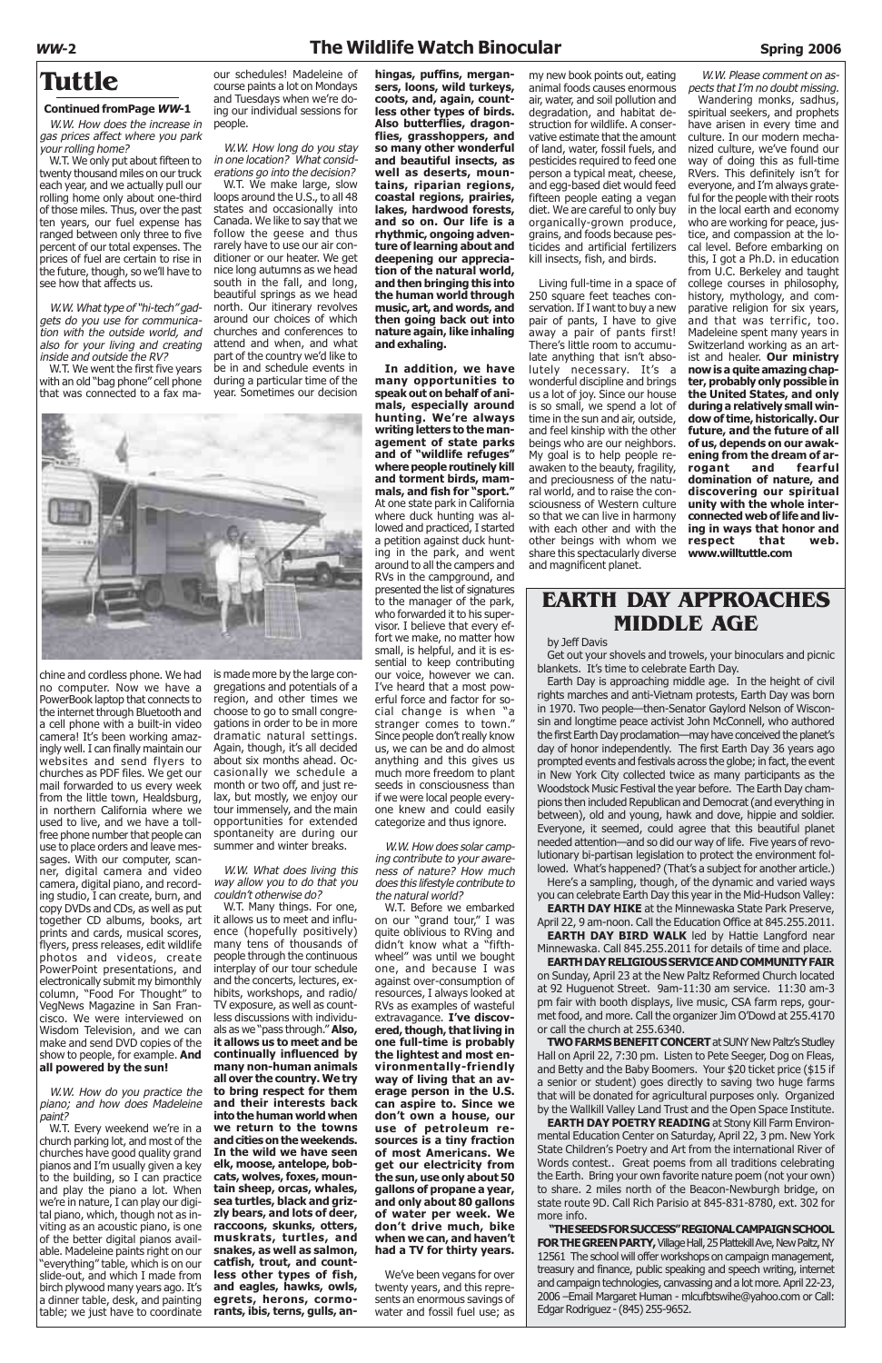# Tuttle

**Continued fromPage *WW*-1**

*W.W. How does the increase in gas prices affect where you park your rolling home?*

W.T. We only put about fifteen to twenty thousand miles on our truck each year, and we actually pull our rolling home only about one-third of those miles. Thus, over the past ten years, our fuel expense has ranged between only three to five percent of our total expenses. The prices of fuel are certain to rise in the future, though, so we'll have to see how that affects us.

*W.W. What type of "hi-tech" gadgets do you use for communication with the outside world, and also for your living and creating inside and outside the RV?*

W.T. We went the first five years with an old "bag phone" cell phone that was connected to a fax machine and cordless phone. We had no computer. Now we have a PowerBook laptop that connects to the internet through Bluetooth and a cell phone with a built-in video camera! It's been working amazingly well. I can finally maintain our websites and send flyers to churches as PDF files. We get our mail forwarded to us every week from the little town, Healdsburg, in northern California where we used to live, and we have a toll-free phone number that people can use to place orders and leave messages. With our computer, scanner, digital camera and video camera, digital piano, and recording studio, I can create, burn, and copy DVDs and CDs, as well as put together CD albums, books, art prints and cards, musical scores, flyers, press releases, edit wildlife photos and videos, create PowerPoint presentations, and electronically submit my bimonthly column, "Food For Thought" to VegNews Magazine in San Francisco. We were interviewed on Wisdom Television, and we can make and send DVD copies of the show to people, for example. **And all powered by the sun!**

*W.W. How do you practice the piano; and how does Madeleine paint?*

W.T. Every weekend we're in a church parking lot, and most of the churches have good quality grand pianos and I'm usually given a key to the building, so I can practice and play the piano a lot. When we're in nature, I can play our digital piano, which, though not as inviting as an acoustic piano, is one of the better digital pianos available. Madeleine paints right on our "everything" table, which is on our slide-out, and which I made from birch plywood many years ago. It's a dinner table, desk, and painting table; we just have to coordinate our schedules! Madeleine of course paints a lot on Mondays and Tuesdays when we're doing our individual sessions for people.

*W.W. How long do you stay in one location? What considerations go into the decision?*

W.T. We make large, slow loops around the U.S., to all 48 states and occasionally into Canada. We like to say that we follow the geese and thus rarely have to use our air conditioner or our heater. We get nice long autumns as we head south in the fall, and long, beautiful springs as we head north. Our itinerary revolves around our choices of which churches and conferences to attend and when, and what part of the country we'd like to be in and schedule events in during a particular time of the year. Sometimes our decision is made more by the large congregations and potentials of a region, and other times we choose to go to small congregations in order to be in more dramatic natural settings. Again, though, it's all decided about six months ahead. Occasionally we schedule a month or two off, and just relax, but mostly, we enjoy our tour immensely, and the main opportunities for extended spontaneity are during our summer and winter breaks.

*W.W. What does living this way allow you to do that you couldn't otherwise do?*

W.T. Many things. For one, it allows us to meet and influence (hopefully positively) many tens of thousands of people through the continuous interplay of our tour schedule and the concerts, lectures, exhibits, workshops, and radio/TV exposure, as well as countless discussions with individuals as we "pass through." **Also, it allows us to meet and be continually influenced by many non-human animals all over the country. We try to bring respect for them and their interests back into the human world when we return to the towns and cities on the weekends. In the wild we have seen elk, moose, antelope, bobcats, wolves, foxes, mountain sheep, orcas, whales, sea turtles, black and grizzly bears, and lots of deer, raccoons, skunks, otters, muskrats, turtles, and snakes, as well as salmon, catfish, trout, and countless other types of fish, and eagles, hawks, owls, egrets, herons, cormorants, ibis, terns, gulls, anhingas, puffins, mergansers, loons, wild turkeys, coots, and, again, countless other types of birds. Also butterflies, dragonflies, grasshoppers, and so many other wonderful and beautiful insects, as well as deserts, mountains, riparian regions, coastal regions, prairies, lakes, hardwood forests, and so on. Our life is a rhythmic, ongoing adventure of learning about and deepening our appreciation of the natural world, and then bringing this into the human world through music, art, and words, and then going back out into nature again, like inhaling and exhaling.**

**In addition, we have many opportunities to speak out on behalf of animals, especially around hunting. We're always writing letters to the management of state parks and of "wildlife refuges" where people routinely kill and torment birds, mammals, and fish for "sport."** At one state park in California where duck hunting was allowed and practiced, I started a petition against duck hunting in the park, and went around to all the campers and RVs in the campground, and presented the list of signatures to the manager of the park, who forwarded it to his supervisor. I believe that every effort we make, no matter how small, is helpful, and it is essential to keep contributing our voice, however we can. I've heard that a most powerful force and factor for social change is when "a stranger comes to town." Since people don't really know us, we can be and do almost anything and this gives us much more freedom to plant seeds in consciousness than if we were local people everyone knew and could easily categorize and thus ignore.

*W.W. How does solar camping contribute to your awareness of nature? How much does this lifestyle contribute to the natural world?*

W.T. Before we embarked on our "grand tour," I was quite oblivious to RVing and didn't know what a "fifth-wheel" was until we bought one, and because I was against over-consumption of resources, I always looked at RVs as examples of wasteful extravagance. **I've discovered, though, that living in one full-time is probably the lightest and most environmentally-friendly way of living that an average person in the U.S. can aspire to. Since we don't own a house, our use of petroleum resources is a tiny fraction of most Americans. We get our electricity from the sun, use only about 50 gallons of propane a year, and only about 80 gallons of water per week. We don't drive much, bike when we can, and haven't had a TV for thirty years.**

We've been vegans for over twenty years, and this represents an enormous savings of water and fossil fuel use; as my new book points out, eating animal foods causes enormous air, water, and soil pollution and degradation, and habitat destruction for wildlife. A conservative estimate that the amount of land, water, fossil fuels, and pesticides required to feed one person a typical meat, cheese, and egg-based diet would feed fifteen people eating a vegan diet. We are careful to only buy organically-grown produce, grains, and foods because pesticides and artificial fertilizers kill insects, fish, and birds.

Living full-time in a space of 250 square feet teaches conservation. If I want to buy a new pair of pants, I have to give away a pair of pants first! There's little room to accumulate anything that isn't absolutely necessary. It's a wonderful discipline and brings us a lot of joy. Since our house is so small, we spend a lot of time in the sun and air, outside, and feel kinship with the other beings who are our neighbors. My goal is to help people reawaken to the beauty, fragility, and preciousness of the natural world, and to raise the consciousness of Western culture so that we can live in harmony with each other and with the other beings with whom we share this spectacularly diverse and magnificent planet.

*W.W. Please comment on aspects that I'm no doubt missing.*

Wandering monks, sadhus, spiritual seekers, and prophets have arisen in every time and culture. In our modern mechanized culture, we've found our way of doing this as full-time RVers. This definitely isn't for everyone, and I'm always grateful for the people with their roots in the local earth and economy who are working for peace, justice, and compassion at the local level. Before embarking on this, I got a Ph.D. in education from U.C. Berkeley and taught college courses in philosophy, history, mythology, and comparative religion for six years, and that was terrific, too. Madeleine spent many years in Switzerland working as an artist and healer. **Our ministry now is a quite amazing chapter, probably only possible in the United States, and only during a relatively small window of time, historically. Our future, and the future of all of us, depends on our awakening from the dream of arrogant and fearful domination of nature, and discovering our spiritual unity with the whole interconnected web of life and living in ways that honor and respect that web. www.willtuttle.com**

# EARTH DAY APPROACHES MIDDLE AGE

by Jeff Davis

Get out your shovels and trowels, your binoculars and picnic blankets. It's time to celebrate Earth Day.

Earth Day is approaching middle age. In the height of civil rights marches and anti-Vietnam protests, Earth Day was born in 1970. Two people—then-Senator Gaylord Nelson of Wisconsin and longtime peace activist John McConnell, who authored the first Earth Day proclamation—may have conceived the planet's day of honor independently. The first Earth Day 36 years ago prompted events and festivals across the globe; in fact, the event in New York City collected twice as many participants as the Woodstock Music Festival the year before. The Earth Day champions then included Republican and Democrat (and everything in between), old and young, hawk and dove, hippie and soldier. Everyone, it seemed, could agree that this beautiful planet needed attention—and so did our way of life. Five years of revolutionary bi-partisan legislation to protect the environment followed. What's happened? (That's a subject for another article.)

Here's a sampling, though, of the dynamic and varied ways you can celebrate Earth Day this year in the Mid-Hudson Valley:

**EARTH DAY HIKE** at the Minnewaska State Park Preserve, April 22, 9 am-noon. Call the Education Office at 845.255.2011.

**EARTH DAY BIRD WALK** led by Hattie Langford near Minnewaska. Call 845.255.2011 for details of time and place.

**EARTH DAY RELIGIOUS SERVICE AND COMMUNITY FAIR** on Sunday, April 23 at the New Paltz Reformed Church located at 92 Huguenot Street. 9am-11:30 am service. 11:30 am-3 pm fair with booth displays, live music, CSA farm reps, gourmet food, and more. Call the organizer Jim O'Dowd at 255.4170 or call the church at 255.6340.

**TWO FARMS BENEFIT CONCERT** at SUNY New Paltz's Studley Hall on April 22, 7:30 pm. Listen to Pete Seeger, Dog on Fleas, and Betty and the Baby Boomers. Your $20 ticket price ($15 if a senior or student) goes directly to saving two huge farms that will be donated for agricultural purposes only. Organized by the Wallkill Valley Land Trust and the Open Space Institute.

**EARTH DAY POETRY READING** at Stony Kill Farm Environmental Education Center on Saturday, April 22, 3 pm. New York State Children's Poetry and Art from the international River of Words contest.. Great poems from all traditions celebrating the Earth. Bring your own favorite nature poem (not your own) to share. 2 miles north of the Beacon-Newburgh bridge, on state route 9D. Call Rich Parisio at 845-831-8780, ext. 302 for more info.

**"THE SEEDS FOR SUCCESS" REGIONAL CAMPAIGN SCHOOL FOR THE GREEN PARTY,** Village Hall, 25 Plattekill Ave, New Paltz, NY 12561 The school will offer workshops on campaign management, treasury and finance, public speaking and speech writing, internet and campaign technologies, canvassing and a lot more. April 22-23, 2006 –Email Margaret Human - mlcufbtswihe@yahoo.com or Call: Edgar Rodriguez - (845) 255-9652.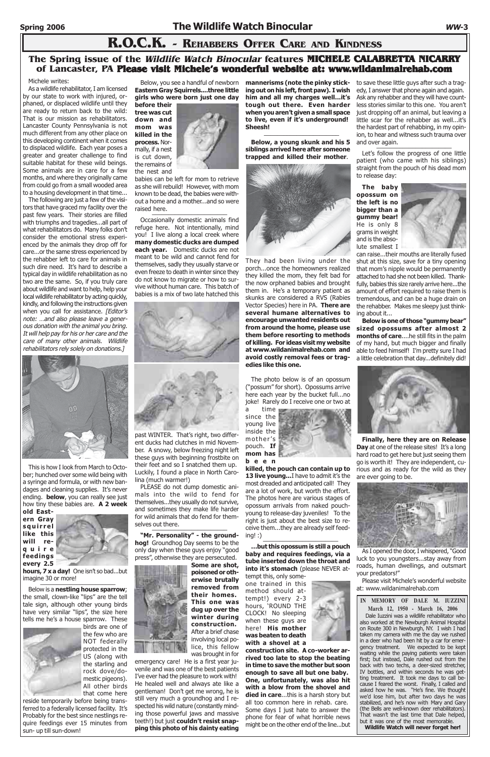# R.O.C.K. - Rehabbers Offer Care and Kindness

## The Spring issue of the *Wildlife Watch Binocular* features MICHELE CALABRETTA NICARRY of Lancaster, PA Please visit Michele's wonderful website at: www.wildanimalrehab.com

Michele writes:

As a wildlife rehabilitator, I am licensed by our state to work with injured, orphaned, or displaced wildlife until they are ready to return back to the wild: That is our mission as rehabilitators. Lancaster County Pennsylvania is not much different from any other place on this developing continent when it comes to displaced wildlife. Each year poses a greater and greater challenge to find suitable habitat for these wild beings. Some animals are in care for a few months, and where they originally came from could go from a small wooded area to a housing development in that time...

The following are just a few of the visitors that have graced my facility over the past few years. Their stories are filled with triumphs and tragedies...all part of what rehabilitators do. Many folks don't consider the emotional stress experienced by the animals they drop off for care...or the same stress experienced by the rehabber left to care for animals in such dire need. It's hard to describe a typical day in wildlife rehabilitation as no two are the same. So, if you truly care about wildlife and want to help, help your local wildlife rehabilitator by acting quickly, kindly, and following the instructions given when you call for assistance. *[Editor's note: ...and also please leave a generous donation with the animal you bring. It will help pay for his or her care and the care of many other animals. Wildlife rehabilitators rely solely on donations.]*

This is how I look from March to October; hunched over some wild being with a syringe and formula, or with new bandages and cleaning supplies. It's never ending. **below**, you can really see just how tiny these babies are. **A 2 week old Eastern Gray squirrel like this will require feedings every 2.5 hours, 7 x a day!** One isn't so bad...but imagine 30 or more!

Below is a **nestling house sparrow**; the small, clown-like "lips" are the tell tale sign, although other young birds have very similar "lips", the size here tells me he's a house sparrow. These birds are one of the few who are NOT federally protected in the US (along with the starling and rock dove/domestic pigeons). All other birds that come here reside temporarily before being transferred to a federally licensed facility. It's Probably for the best since nestlings require feedings ever 15 minutes from sun- up till sun-down!

Below, you see a handful of newborn **Eastern Gray Squirrels....three little girls who were born just one day before their tree was cut down and mom was killed in the process.** Normally, if a nest is cut down, the remains of the nest and babies can be left for mom to retrieve as she will rebuild! However, with mom known to be dead, the babies were without a home and a mother...and so were raised here.

Occasionally domestic animals find refuge here. Not intentionally, mind you! I live along a local creek where **many domestic ducks are dumped each year.** Domestic ducks are not meant to be wild and cannot fend for themselves, sadly they usually starve or even freeze to death in winter since they do not know to migrate or how to survive without human care. This batch of babies is a mix of two late hatched this past WINTER. That's right, two different ducks had clutches in mid November. A snowy, below freezing night left these guys with beginning frostbite on their feet and so I snatched them up. Luckily, I found a place in North Carolina (much warmer!)

PLEASE do not dump domestic animals into the wild to fend for themselves...they usually do not survive, and sometimes they make life harder for wild animals that do fend for themselves out there.

**"Mr. Personality" - the groundhog!** Groundhog Day seems to be the only day when these guys enjoy "good press", otherwise they are persecuted. **Some are shot, poisoned or otherwise brutally removed from their homes. This one was dug up over the winter during construction.** After a brief chase involving local police, this fellow was brought in for emergency care! He is a first year juvenile and was one of the best patients I've ever had the pleasure to work with! He healed well and always ate like a gentleman! Don't get me wrong, he is still very much a groundhog and I respected his wild nature (constantly minding those powerful jaws and massive teeth!) but just **couldn't resist snapping this photo of his dainty eating mannerisms (note the pinky sticking out on his left, front paw). I wish him and all my charges well...it's tough out there. Even harder when you aren't given a small space to live, even if it's underground! Sheesh!**

**Below, a young skunk and his 5 siblings arrived here after someone trapped and killed their mother**.

They had been living under the porch...once the homeowners realized they killed the mom, they felt bad for the now orphaned babies and brought them in. He's a temporary patient as skunks are considered a RVS (Rabies Vector Species) here in PA. **There are several humane alternatives to encourage unwanted residents out from around the home, please use them before resorting to methods of killing. For ideas visit my website at www.wildanimalrehab.com and avoid costly removal fees or tragedies like this one.**

The photo below is of an opossum ("possum" for short). Opossums arrive here each year by the bucket full...no joke! Rarely do I receive one or two at a time since the young live inside the mother's pouch. **If mom has been killed, the pouch can contain up to 13 live young...**I have to admit it's the most dreaded and anticipated call! They are a lot of work, but worth the effort. The photos here are various stages of opossum arrivals from naked pouch-young to release-day juveniles! To the right is just about the best size to receive them...they are already self feeding! :)

**...but this opossum is still a pouch baby and requires feedings, via a tube inserted down the throat and into it's stomach** (please NEVER attempt this, only someone trained in this method should attempt!) every 2-3 hours, 'ROUND THE CLOCK! No sleeping when these guys are here! **His mother was beaten to death with a shovel at a construction site. A co-worker arrived too late to stop the beating in time to save the mother but soon enough to save all but one baby. One, unfortunately, was also hit with a blow from the shovel and died in care**...this is a harsh story but all too common here in rehab. care. Some days I just hate to answer the phone for fear of what horrible news might be on the other end of the line...but to save these little guys after such a tragedy, I answer that phone again and again. Ask any rehabber and they will have countless stories similar to this one. You aren't just dropping off an animal, but leaving a little scar for the rehabber as well...it's the hardest part of rehabbing, in my opinion, to hear and witness such trauma over and over again.

Let's follow the progress of one little patient (who came with his siblings) straight from the pouch of his dead mom to release day:

**The baby opossum on the left is no bigger than a gummy bear!** He is only 8 grams in weight and is the absolute smallest I can raise...their mouths are literally fused shut at this size, save for a tiny opening that mom's nipple would be permanently attached to had she not been killed. Thankfully, babies this size rarely arrive here...the amount of effort required to raise them is tremendous, and can be a huge drain on the rehabber. Makes me sleepy just thinking about it...

**Below is one of those "gummy bear" sized opossums after almost 2 months of care**....he still fits in the palm of my hand, but much bigger and finally able to feed himself! I'm pretty sure I had a little celebration that day...definitely did!

**Finally, here they are on Release Day** at one of the release sites! It's a long hard road to get here but just seeing them go is worth it! They are independent, curious and as ready for the wild as they are ever going to be.

As I opened the door, I whispered, "Good luck to you youngsters...stay away from roads, human dwellings, and outsmart your predators!"

Please visit Michele's wonderful website at: www.wildanimalrehab.com

---

**IN MEMORY OF DALE M. IUZZINI**
**March 12, 1950 - March 16, 2006**

Dale Iuzzini was a wildlife rehabilitator who also worked at the Newburgh Animal Hospital on Route 300 in Newburgh, NY. I wish I had taken my camera with me the day we rushed in a deer who had been hit by a car for emergency treatment. We expected to be kept waiting while the paying patients were taken first; but instead, Dale rushed out from the back with two techs, a deer-sized stretcher, IV bottles, and within seconds he was getting treatment. It took me days to call because I feared the worst. Finally, I called and asked how he was. "He's fine. We thought we'd lose him, but after two days he was stabilized, and he's now with Mary and Gary (the Bells are well-known deer rehabilitators). That wasn't the last time that Dale helped, but it was one of the most memorable.

**Wildlife Watch will never forget her!**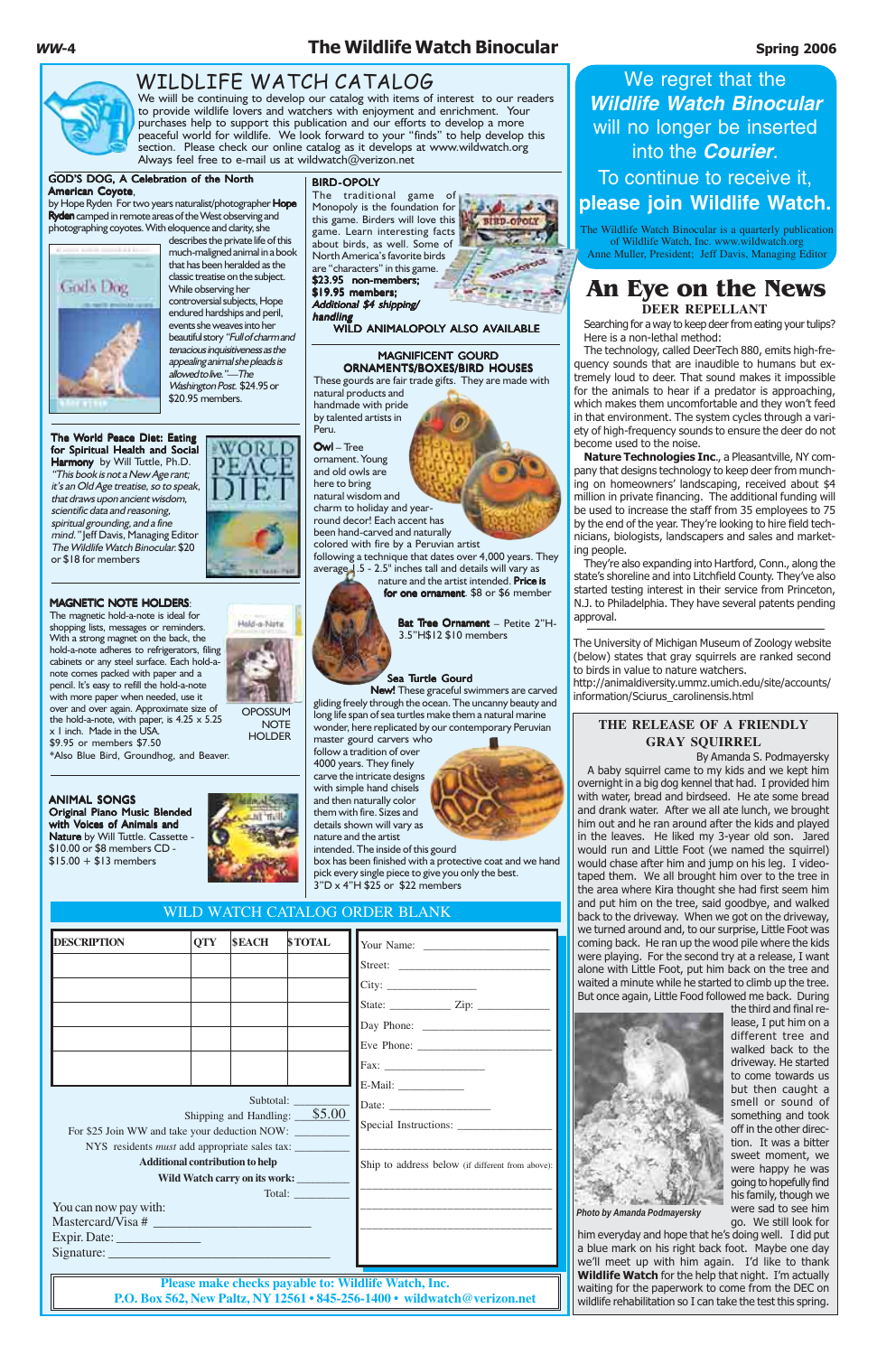# WILDLIFE WATCH CATALOG

We will be continuing to develop our catalog with items of interest to our readers to provide wildlife lovers and watchers with enjoyment and enrichment. Your purchases help to support this publication and our efforts to develop a more peaceful world for wildlife. We look forward to your "finds" to help develop this section. Please check our online catalog as it develops at www.wildwatch.org Always feel free to e-mail us at wildwatch@verizon.net

### GOD'S DOG, A Celebration of the North American Coyote,

by Hope Ryden For two years naturalist/photographer **Hope Ryden** camped in remote areas of the West observing and photographing coyotes. With eloquence and clarity, she describes the private life of this much-maligned animal in a book that has been heralded as the classic treatise on the subject. While observing her controversial subjects, Hope endured hardships and peril, events she weaves into her beautiful story *"Full of charm and tenacious inquisitiveness as the appealing animal she pleads is allowed to live."—The Washington Post.* $24.95 or $20.95 members.

### The World Peace Diet: Eating for Spiritual Health and Social Harmony

by Will Tuttle, Ph.D. *"This book is not a New Age rant; it's an Old Age treatise, so to speak, that draws upon ancient wisdom, scientific data and reasoning, spiritual grounding, and a fine mind."* Jeff Davis, Managing Editor *The Wildlife Watch Binocular.* $20 or $18 for members

### MAGNETIC NOTE HOLDERS:

The magnetic hold-a-note is ideal for shopping lists, messages or reminders. With a strong magnet on the back, the hold-a-note adheres to refrigerators, filing cabinets or any steel surface. Each hold-a-note comes packed with paper and a pencil. It's easy to refill the hold-a-note with more paper when needed, use it over and over again. Approximate size of the hold-a-note, with paper, is 4.25 x 5.25 x 1 inch. Made in the USA. $9.95 or members $7.50

OPOSSUM NOTE HOLDER

*Also Blue Bird, Groundhog, and Beaver.

### ANIMAL SONGS

**Original Piano Music Blended with Voices of Animals and Nature** by Will Tuttle. Cassette - $10.00 or $8 members CD - $15.00 + $13 members

### BIRD-OPOLY

The traditional game of Monopoly is the foundation for this game. Birders will love this game. Learn interesting facts about birds, as well. Some of North America's favorite birds are "characters" in this game. **$23.95 non-members; $19.95 members;** ***Additional $4 shipping/ handling***

**WILD ANIMALOPOLY ALSO AVAILABLE**

### MAGNIFICENT GOURD ORNAMENTS/BOXES/BIRD HOUSES

These gourds are fair trade gifts. They are made with natural products and handmade with pride by talented artists in Peru.

**Owl** – Tree ornament. Young and old owls are here to bring natural wisdom and charm to holiday and year-round decor! Each accent has been hand-carved and naturally colored with fire by a Peruvian artist following a technique that dates over 4,000 years. They average 1.5 - 2.5" inches tall and details will vary as nature and the artist intended. **Price is for one ornament**: $8 or $6 member

**Bat Tree Ornament** – Petite 2"H-3.5"H$12 $10 members

**Sea Turtle Gourd**

***New!*** These graceful swimmers are carved gliding freely through the ocean. The uncanny beauty and long life span of sea turtles make them a natural marine wonder, here replicated by our contemporary Peruvian master gourd carvers who follow a tradition of over 4000 years. They finely carve the intricate designs with simple hand chisels and then naturally color them with fire. Sizes and details shown will vary as nature and the artist intended. The inside of this gourd box has been finished with a protective coat and we hand pick every single piece to give you only the best. 3"D x 4"H $25 or $22 members

## WILD WATCH CATALOG ORDER BLANK

| DESCRIPTION | QTY | $EACH | $TOTAL |
|---|---|---|---|
| | | | |
| | | | |
| | | | |
| | | | |
| | | | |

Subtotal: __________

Shipping and Handling: $5.00

For $25 Join WW and take your deduction NOW: __________

NYS residents *must* add appropriate sales tax: __________

**Additional contribution to help Wild Watch carry on its work:** __________

Total: __________

You can now pay with:
Mastercard/Visa # ______________________
Expir. Date: ____________
Signature: ______________________________

Your Name: ______________________
Street: ______________________
City: ______________
State: __________ Zip: __________
Day Phone: ______________________
Eve Phone: ______________________
Fax: ______________
E-Mail: ____________
Date: ______________
Special Instructions: ______________________

Ship to address below (if different from above): ______________________

**Please make checks payable to: Wildlife Watch, Inc.**
**P.O. Box 562, New Paltz, NY 12561 • 845-256-1400 • wildwatch@verizon.net**

We regret that the ***Wildlife Watch Binocular*** will no longer be inserted into the ***Courier***.
To continue to receive it, **please join Wildlife Watch.**

The Wildlife Watch Binocular is a quarterly publication of Wildlife Watch, Inc. www.wildwatch.org
Anne Muller, President; Jeff Davis, Managing Editor

# An Eye on the News

## DEER REPELLANT

Searching for a way to keep deer from eating your tulips? Here is a non-lethal method:

The technology, called DeerTech 880, emits high-frequency sounds that are inaudible to humans but extremely loud to deer. That sound makes it impossible for the animals to hear if a predator is approaching, which makes them uncomfortable and they won't feed in that environment. The system cycles through a variety of high-frequency sounds to ensure the deer do not become used to the noise.

**Nature Technologies Inc.**, a Pleasantville, NY company that designs technology to keep deer from munching on homeowners' landscaping, received about $4 million in private financing. The additional funding will be used to increase the staff from 35 employees to 75 by the end of the year. They're looking to hire field technicians, biologists, landscapers and sales and marketing people.

They're also expanding into Hartford, Conn., along the state's shoreline and into Litchfield County. They've also started testing interest in their service from Princeton, N.J. to Philadelphia. They have several patents pending approval.

The University of Michigan Museum of Zoology website (below) states that gray squirrels are ranked second to birds in value to nature watchers.
http://animaldiversity.ummz.umich.edu/site/accounts/information/Sciurus_carolinensis.html

## THE RELEASE OF A FRIENDLY GRAY SQUIRREL

By Amanda S. Podmayersky

A baby squirrel came to my kids and we kept him overnight in a big dog kennel that had. I provided him with water, bread and birdseed. He ate some bread and drank water. After we all ate lunch, we brought him out and he ran around after the kids and played in the leaves. He liked my 3-year old son. Jared would run and Little Foot (we named the squirrel) would chase after him and jump on his leg. I videotaped them. We all brought him over to the tree in the area where Kira thought she had first seem him and put him on the tree, said goodbye, and walked back to the driveway. When we got on the driveway, we turned around and, to our surprise, Little Foot was coming back. He ran up the wood pile where the kids were playing. For the second try at a release, I want alone with Little Foot, put him back on the tree and waited a minute while he started to climb up the tree. But once again, Little Food followed me back. During the third and final release, I put him on a different tree and walked back to the driveway. He started to come towards us but then caught a smell or sound of something and took off in the other direction. It was a bitter sweet moment, we were happy he was going to hopefully find his family, though we were sad to see him go. We still look for him everyday and hope that he's doing well. I did put a blue mark on his right back foot. Maybe one day we'll meet up with him again. I'd like to thank **Wildlife Watch** for the help that night. I'm actually waiting for the paperwork to come from the DEC on wildlife rehabilitation so I can take the test this spring.

*Photo by Amanda Podmayersky*